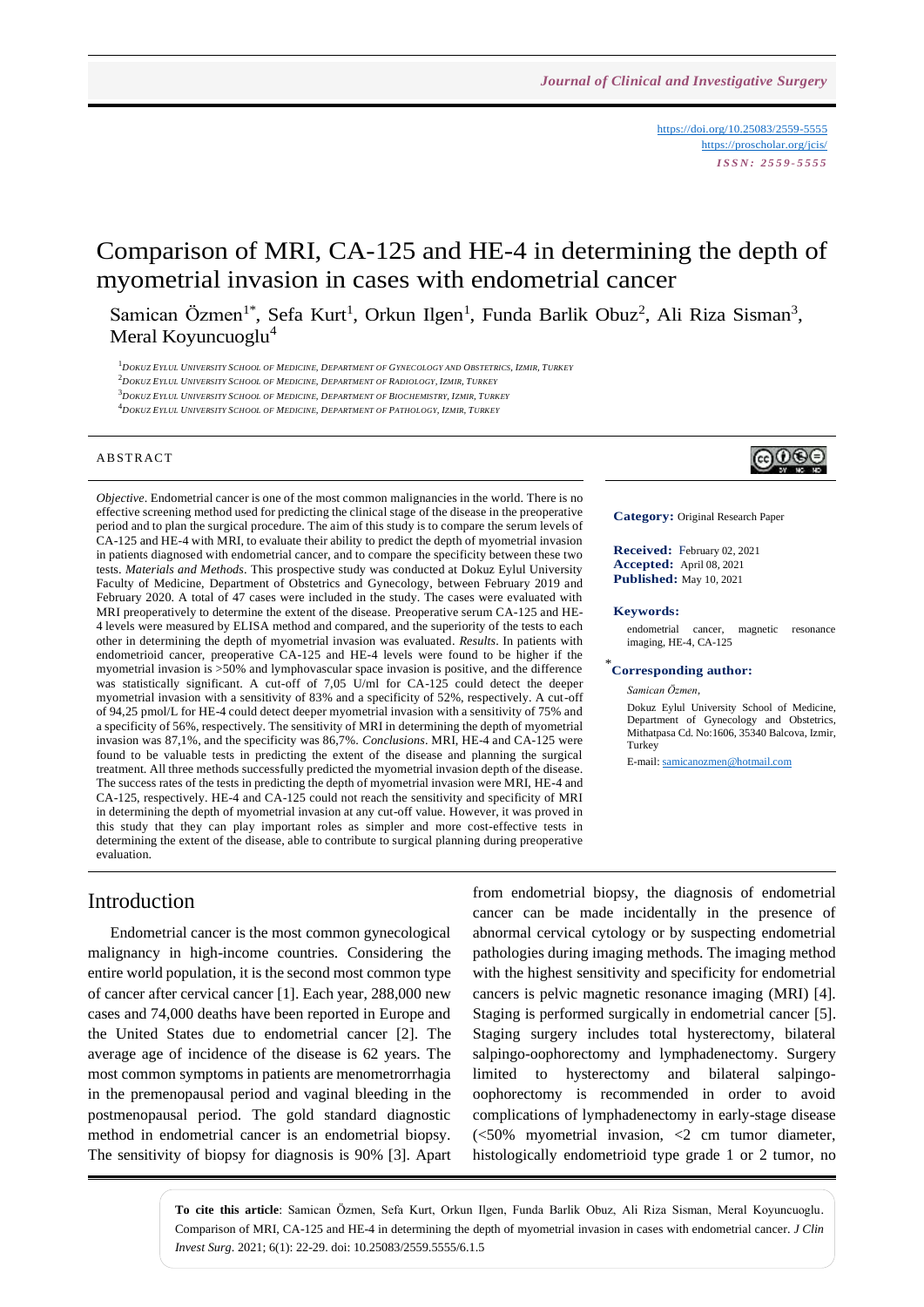https://doi.org/10.25083/2559-5555
https://proscholar.org/jcis/
*ISSN: 2559-5555*

# Comparison of MRI, CA-125 and HE-4 in determining the depth of myometrial invasion in cases with endometrial cancer

Samican Özmen[1*], Sefa Kurt[1], Orkun Ilgen[1], Funda Barlik Obuz[2], Ali Riza Sisman[3], Meral Koyuncuoglu[4]

[1]Dokuz Eylul University School of Medicine, Department of Gynecology and Obstetrics, Izmir, Turkey
[2]Dokuz Eylul University School of Medicine, Department of Radiology, Izmir, Turkey
[3]Dokuz Eylul University School of Medicine, Department of Biochemistry, Izmir, Turkey
[4]Dokuz Eylul University School of Medicine, Department of Pathology, Izmir, Turkey

## ABSTRACT

*Objective*. Endometrial cancer is one of the most common malignancies in the world. There is no effective screening method used for predicting the clinical stage of the disease in the preoperative period and to plan the surgical procedure. The aim of this study is to compare the serum levels of CA-125 and HE-4 with MRI, to evaluate their ability to predict the depth of myometrial invasion in patients diagnosed with endometrial cancer, and to compare the specificity between these two tests. *Materials and Methods*. This prospective study was conducted at Dokuz Eylul University Faculty of Medicine, Department of Obstetrics and Gynecology, between February 2019 and February 2020. A total of 47 cases were included in the study. The cases were evaluated with MRI preoperatively to determine the extent of the disease. Preoperative serum CA-125 and HE-4 levels were measured by ELISA method and compared, and the superiority of the tests to each other in determining the depth of myometrial invasion was evaluated. *Results*. In patients with endometrioid cancer, preoperative CA-125 and HE-4 levels were found to be higher if the myometrial invasion is >50% and lymphovascular space invasion is positive, and the difference was statistically significant. A cut-off of 7,05 U/ml for CA-125 could detect the deeper myometrial invasion with a sensitivity of 83% and a specificity of 52%, respectively. A cut-off of 94,25 pmol/L for HE-4 could detect deeper myometrial invasion with a sensitivity of 75% and a specificity of 56%, respectively. The sensitivity of MRI in determining the depth of myometrial invasion was 87,1%, and the specificity was 86,7%. *Conclusions*. MRI, HE-4 and CA-125 were found to be valuable tests in predicting the extent of the disease and planning the surgical treatment. All three methods successfully predicted the myometrial invasion depth of the disease. The success rates of the tests in predicting the depth of myometrial invasion were MRI, HE-4 and CA-125, respectively. HE-4 and CA-125 could not reach the sensitivity and specificity of MRI in determining the depth of myometrial invasion at any cut-off value. However, it was proved in this study that they can play important roles as simpler and more cost-effective tests in determining the extent of the disease, able to contribute to surgical planning during preoperative evaluation.

**Category:** Original Research Paper

**Received:** February 02, 2021
**Accepted:** April 08, 2021
**Published:** May 10, 2021

**Keywords:**
endometrial cancer, magnetic resonance imaging, HE-4, CA-125

**\*Corresponding author:**
*Samican Özmen,*
Dokuz Eylul University School of Medicine, Department of Gynecology and Obstetrics, Mithatpasa Cd. No:1606, 35340 Balcova, Izmir, Turkey
E-mail: samicanozmen@hotmail.com

## Introduction

Endometrial cancer is the most common gynecological malignancy in high-income countries. Considering the entire world population, it is the second most common type of cancer after cervical cancer [1]. Each year, 288,000 new cases and 74,000 deaths have been reported in Europe and the United States due to endometrial cancer [2]. The average age of incidence of the disease is 62 years. The most common symptoms in patients are menometrorrhagia in the premenopausal period and vaginal bleeding in the postmenopausal period. The gold standard diagnostic method in endometrial cancer is an endometrial biopsy. The sensitivity of biopsy for diagnosis is 90% [3]. Apart from endometrial biopsy, the diagnosis of endometrial cancer can be made incidentally in the presence of abnormal cervical cytology or by suspecting endometrial pathologies during imaging methods. The imaging method with the highest sensitivity and specificity for endometrial cancers is pelvic magnetic resonance imaging (MRI) [4]. Staging is performed surgically in endometrial cancer [5]. Staging surgery includes total hysterectomy, bilateral salpingo-oophorectomy and lymphadenectomy. Surgery limited to hysterectomy and bilateral salpingo-oophorectomy is recommended in order to avoid complications of lymphadenectomy in early-stage disease (<50% myometrial invasion, <2 cm tumor diameter, histologically endometrioid type grade 1 or 2 tumor, no

**To cite this article**: Samican Özmen, Sefa Kurt, Orkun Ilgen, Funda Barlik Obuz, Ali Riza Sisman, Meral Koyuncuoglu. Comparison of MRI, CA-125 and HE-4 in determining the depth of myometrial invasion in cases with endometrial cancer. *J Clin Invest Surg*. 2021; 6(1): 22-29. doi: 10.25083/2559.5555/6.1.5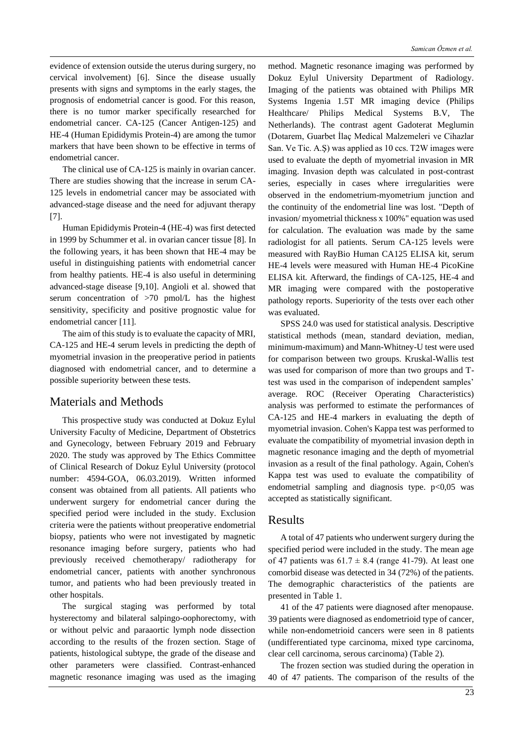evidence of extension outside the uterus during surgery, no cervical involvement) [6]. Since the disease usually presents with signs and symptoms in the early stages, the prognosis of endometrial cancer is good. For this reason, there is no tumor marker specifically researched for endometrial cancer. CA-125 (Cancer Antigen-125) and HE-4 (Human Epididymis Protein-4) are among the tumor markers that have been shown to be effective in terms of endometrial cancer.

The clinical use of CA-125 is mainly in ovarian cancer. There are studies showing that the increase in serum CA-125 levels in endometrial cancer may be associated with advanced-stage disease and the need for adjuvant therapy [7].

Human Epididymis Protein-4 (HE-4) was first detected in 1999 by Schummer et al. in ovarian cancer tissue [8]. In the following years, it has been shown that HE-4 may be useful in distinguishing patients with endometrial cancer from healthy patients. HE-4 is also useful in determining advanced-stage disease [9,10]. Angioli et al. showed that serum concentration of >70 pmol/L has the highest sensitivity, specificity and positive prognostic value for endometrial cancer [11].

The aim of this study is to evaluate the capacity of MRI, CA-125 and HE-4 serum levels in predicting the depth of myometrial invasion in the preoperative period in patients diagnosed with endometrial cancer, and to determine a possible superiority between these tests.

## Materials and Methods

This prospective study was conducted at Dokuz Eylul University Faculty of Medicine, Department of Obstetrics and Gynecology, between February 2019 and February 2020. The study was approved by The Ethics Committee of Clinical Research of Dokuz Eylul University (protocol number: 4594-GOA, 06.03.2019). Written informed consent was obtained from all patients. All patients who underwent surgery for endometrial cancer during the specified period were included in the study. Exclusion criteria were the patients without preoperative endometrial biopsy, patients who were not investigated by magnetic resonance imaging before surgery, patients who had previously received chemotherapy/ radiotherapy for endometrial cancer, patients with another synchronous tumor, and patients who had been previously treated in other hospitals.

The surgical staging was performed by total hysterectomy and bilateral salpingo-oophorectomy, with or without pelvic and paraaortic lymph node dissection according to the results of the frozen section. Stage of patients, histological subtype, the grade of the disease and other parameters were classified. Contrast-enhanced magnetic resonance imaging was used as the imaging method. Magnetic resonance imaging was performed by Dokuz Eylul University Department of Radiology. Imaging of the patients was obtained with Philips MR Systems Ingenia 1.5T MR imaging device (Philips Healthcare/ Philips Medical Systems B.V, The Netherlands). The contrast agent Gadoterat Meglumin (Dotarem, Guarbet İlaç Medical Malzemeleri ve Cihazlar San. Ve Tic. A.Ş) was applied as 10 ccs. T2W images were used to evaluate the depth of myometrial invasion in MR imaging. Invasion depth was calculated in post-contrast series, especially in cases where irregularities were observed in the endometrium-myometrium junction and the continuity of the endometrial line was lost. "Depth of invasion/ myometrial thickness x 100%" equation was used for calculation. The evaluation was made by the same radiologist for all patients. Serum CA-125 levels were measured with RayBio Human CA125 ELISA kit, serum HE-4 levels were measured with Human HE-4 PicoKine ELISA kit. Afterward, the findings of CA-125, HE-4 and MR imaging were compared with the postoperative pathology reports. Superiority of the tests over each other was evaluated.

SPSS 24.0 was used for statistical analysis. Descriptive statistical methods (mean, standard deviation, median, minimum-maximum) and Mann-Whitney-U test were used for comparison between two groups. Kruskal-Wallis test was used for comparison of more than two groups and T-test was used in the comparison of independent samples' average. ROC (Receiver Operating Characteristics) analysis was performed to estimate the performances of CA-125 and HE-4 markers in evaluating the depth of myometrial invasion. Cohen's Kappa test was performed to evaluate the compatibility of myometrial invasion depth in magnetic resonance imaging and the depth of myometrial invasion as a result of the final pathology. Again, Cohen's Kappa test was used to evaluate the compatibility of endometrial sampling and diagnosis type. $p<0,05$ was accepted as statistically significant.

## Results

A total of 47 patients who underwent surgery during the specified period were included in the study. The mean age of 47 patients was $61.7 \pm 8.4$ (range 41-79). At least one comorbid disease was detected in 34 (72%) of the patients. The demographic characteristics of the patients are presented in Table 1.

41 of the 47 patients were diagnosed after menopause. 39 patients were diagnosed as endometrioid type of cancer, while non-endometrioid cancers were seen in 8 patients (undifferentiated type carcinoma, mixed type carcinoma, clear cell carcinoma, serous carcinoma) (Table 2).

The frozen section was studied during the operation in 40 of 47 patients. The comparison of the results of the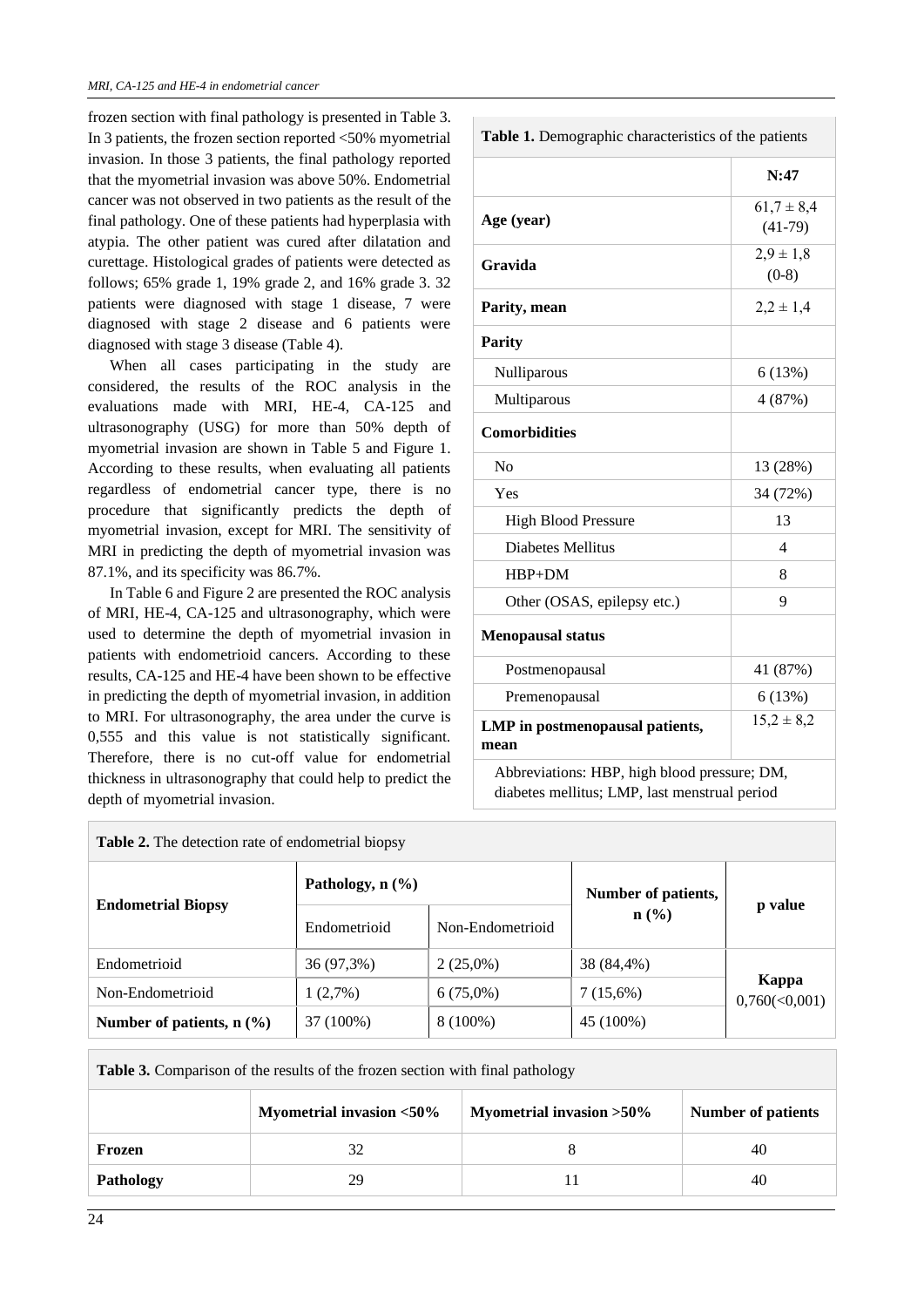frozen section with final pathology is presented in Table 3. In 3 patients, the frozen section reported <50% myometrial invasion. In those 3 patients, the final pathology reported that the myometrial invasion was above 50%. Endometrial cancer was not observed in two patients as the result of the final pathology. One of these patients had hyperplasia with atypia. The other patient was cured after dilatation and curettage. Histological grades of patients were detected as follows; 65% grade 1, 19% grade 2, and 16% grade 3. 32 patients were diagnosed with stage 1 disease, 7 were diagnosed with stage 2 disease and 6 patients were diagnosed with stage 3 disease (Table 4).

When all cases participating in the study are considered, the results of the ROC analysis in the evaluations made with MRI, HE-4, CA-125 and ultrasonography (USG) for more than 50% depth of myometrial invasion are shown in Table 5 and Figure 1. According to these results, when evaluating all patients regardless of endometrial cancer type, there is no procedure that significantly predicts the depth of myometrial invasion, except for MRI. The sensitivity of MRI in predicting the depth of myometrial invasion was 87.1%, and its specificity was 86.7%.

In Table 6 and Figure 2 are presented the ROC analysis of MRI, HE-4, CA-125 and ultrasonography, which were used to determine the depth of myometrial invasion in patients with endometrioid cancers. According to these results, CA-125 and HE-4 have been shown to be effective in predicting the depth of myometrial invasion, in addition to MRI. For ultrasonography, the area under the curve is 0,555 and this value is not statistically significant. Therefore, there is no cut-off value for endometrial thickness in ultrasonography that could help to predict the depth of myometrial invasion.

**Table 1.** Demographic characteristics of the patients

| | N:47 |
|---|---|
| **Age (year)** | 61,7 ± 8,4 (41-79) |
| **Gravida** | 2,9 ± 1,8 (0-8) |
| **Parity, mean** | 2,2 ± 1,4 |
| **Parity** | |
| Nulliparous | 6 (13%) |
| Multiparous | 4 (87%) |
| **Comorbidities** | |
| No | 13 (28%) |
| Yes | 34 (72%) |
| High Blood Pressure | 13 |
| Diabetes Mellitus | 4 |
| HBP+DM | 8 |
| Other (OSAS, epilepsy etc.) | 9 |
| **Menopausal status** | |
| Postmenopausal | 41 (87%) |
| Premenopausal | 6 (13%) |
| **LMP in postmenopausal patients, mean** | 15,2 ± 8,2 |

Abbreviations: HBP, high blood pressure; DM, diabetes mellitus; LMP, last menstrual period

**Table 2.** The detection rate of endometrial biopsy

| Endometrial Biopsy | Pathology, n (%) | | Number of patients, n (%) | p value |
|---|---|---|---|---|
| | Endometrioid | Non-Endometrioid | | |
| Endometrioid | 36 (97,3%) | 2 (25,0%) | 38 (84,4%) | **Kappa** 0,760(<0,001) |
| Non-Endometrioid | 1 (2,7%) | 6 (75,0%) | 7 (15,6%) | |
| **Number of patients, n (%)** | 37 (100%) | 8 (100%) | 45 (100%) | |

**Table 3.** Comparison of the results of the frozen section with final pathology

| | Myometrial invasion <50% | Myometrial invasion >50% | Number of patients |
|---|---|---|---|
| **Frozen** | 32 | 8 | 40 |
| **Pathology** | 29 | 11 | 40 |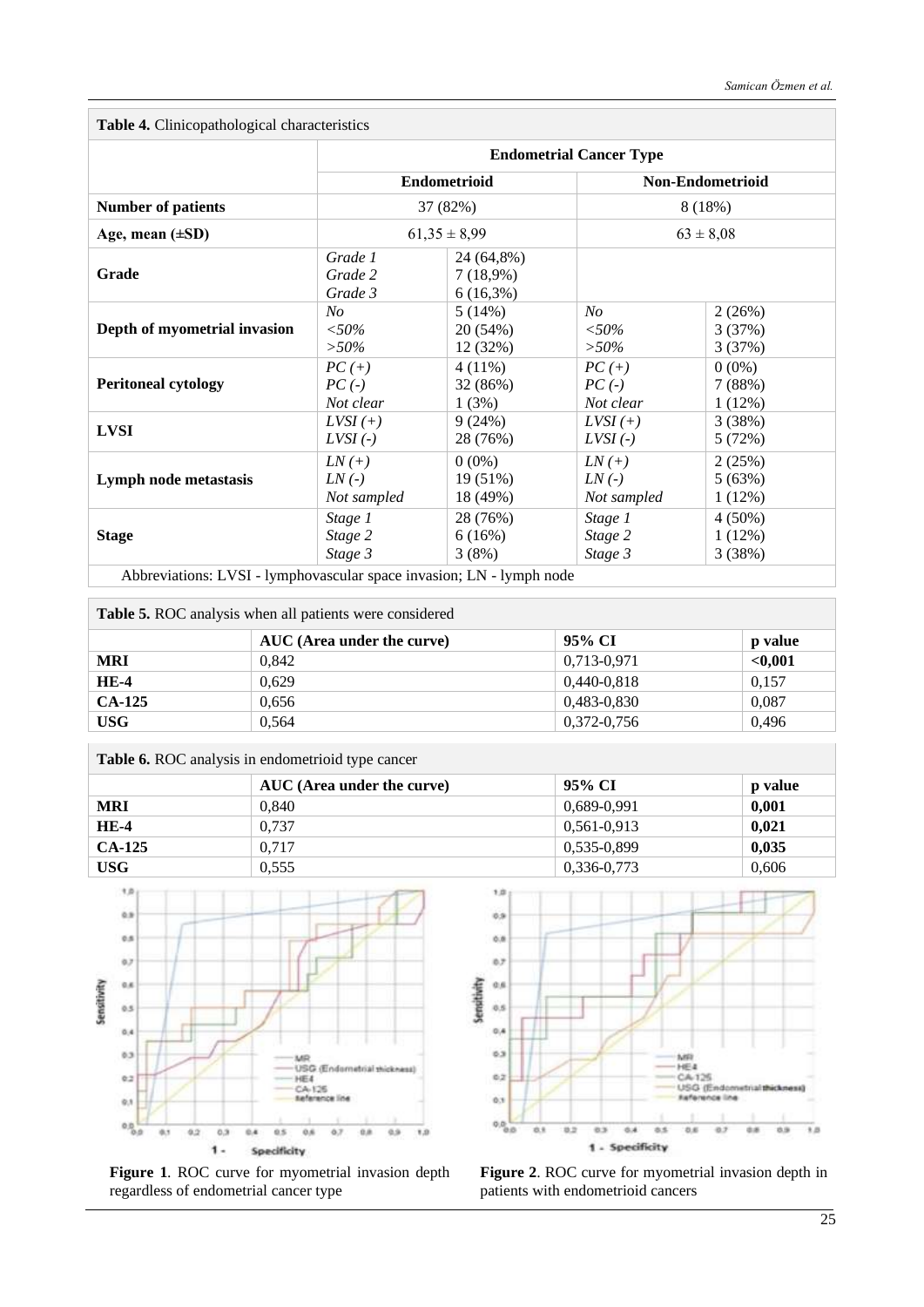**Table 4.** Clinicopathological characteristics

| | Endometrial Cancer Type | | | |
|---|---|---|---|---|
| | Endometrioid | | Non-Endometrioid | |
| **Number of patients** | 37 (82%) | | 8 (18%) | |
| **Age, mean (±SD)** | 61,35 ± 8,99 | | 63 ± 8,08 | |
| **Grade** | *Grade 1*<br>*Grade 2*<br>*Grade 3* | 24 (64,8%)<br>7 (18,9%)<br>6 (16,3%) | | |
| **Depth of myometrial invasion** | *No*<br>*<50%*<br>*>50%* | 5 (14%)<br>20 (54%)<br>12 (32%) | *No*<br>*<50%*<br>*>50%* | 2 (26%)<br>3 (37%)<br>3 (37%) |
| **Peritoneal cytology** | *PC (+)*<br>*PC (-)*<br>*Not clear* | 4 (11%)<br>32 (86%)<br>1 (3%) | *PC (+)*<br>*PC (-)*<br>*Not clear* | 0 (0%)<br>7 (88%)<br>1 (12%) |
| **LVSI** | *LVSI (+)*<br>*LVSI (-)* | 9 (24%)<br>28 (76%) | *LVSI (+)*<br>*LVSI (-)* | 3 (38%)<br>5 (72%) |
| **Lymph node metastasis** | *LN (+)*<br>*LN (-)*<br>*Not sampled* | 0 (0%)<br>19 (51%)<br>18 (49%) | *LN (+)*<br>*LN (-)*<br>*Not sampled* | 2 (25%)<br>5 (63%)<br>1 (12%) |
| **Stage** | *Stage 1*<br>*Stage 2*<br>*Stage 3* | 28 (76%)<br>6 (16%)<br>3 (8%) | *Stage 1*<br>*Stage 2*<br>*Stage 3* | 4 (50%)<br>1 (12%)<br>3 (38%) |

Abbreviations: LVSI - lymphovascular space invasion; LN - lymph node

**Table 5.** ROC analysis when all patients were considered

| | AUC (Area under the curve) | 95% CI | p value |
|---|---|---|---|
| **MRI** | 0,842 | 0,713-0,971 | **<0,001** |
| **HE-4** | 0,629 | 0,440-0,818 | 0,157 |
| **CA-125** | 0,656 | 0,483-0,830 | 0,087 |
| **USG** | 0,564 | 0,372-0,756 | 0,496 |

**Table 6.** ROC analysis in endometrioid type cancer

| | AUC (Area under the curve) | 95% CI | p value |
|---|---|---|---|
| **MRI** | 0,840 | 0,689-0,991 | **0,001** |
| **HE-4** | 0,737 | 0,561-0,913 | **0,021** |
| **CA-125** | 0,717 | 0,535-0,899 | **0,035** |
| **USG** | 0,555 | 0,336-0,773 | 0,606 |

**Figure 1**. ROC curve for myometrial invasion depth regardless of endometrial cancer type

**Figure 2**. ROC curve for myometrial invasion depth in patients with endometrioid cancers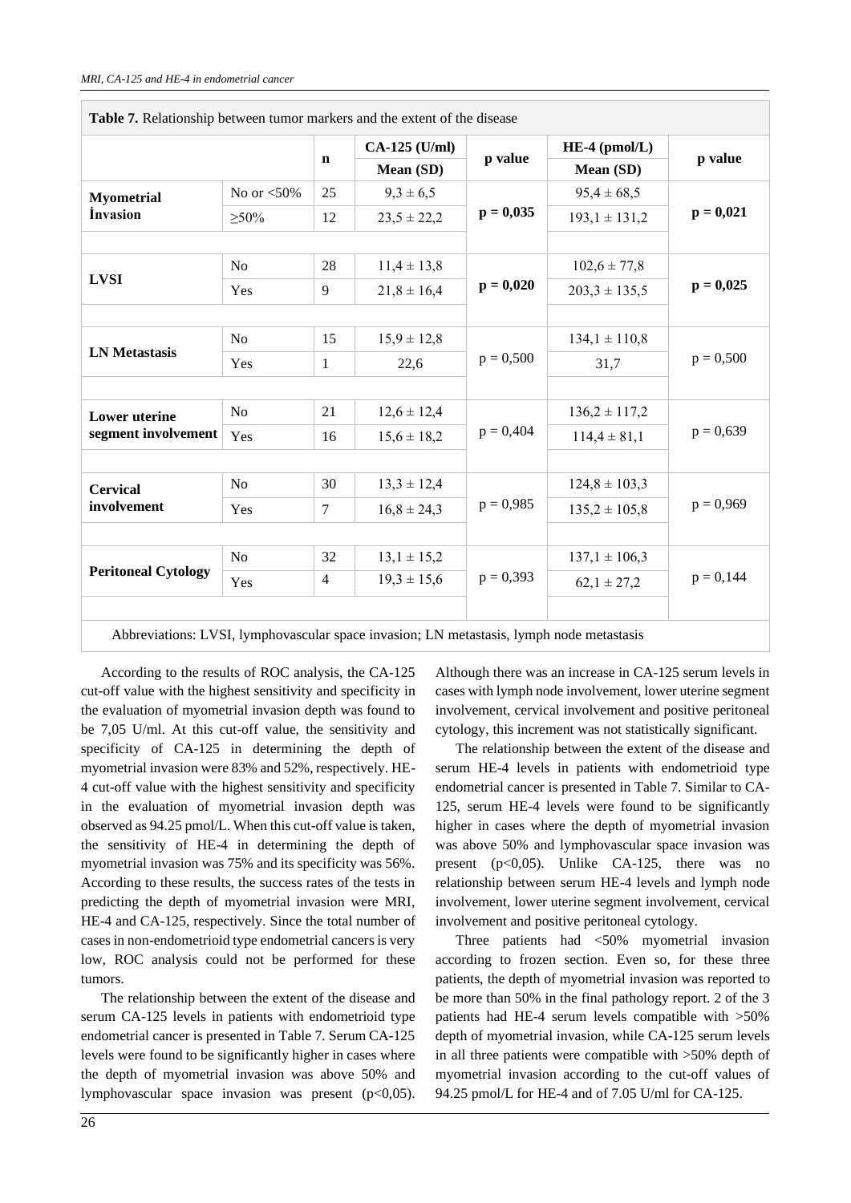**Table 7.** Relationship between tumor markers and the extent of the disease

| | | n | CA-125 (U/ml) Mean (SD) | p value | HE-4 (pmol/L) Mean (SD) | p value |
|---|---|---|---|---|---|---|
| **Myometrial İnvasion** | No or <50% | 25 | 9,3 ± 6,5 | **p = 0,035** | 95,4 ± 68,5 | **p = 0,021** |
| | ≥50% | 12 | 23,5 ± 22,2 | | 193,1 ± 131,2 | |
| **LVSI** | No | 28 | 11,4 ± 13,8 | **p = 0,020** | 102,6 ± 77,8 | **p = 0,025** |
| | Yes | 9 | 21,8 ± 16,4 | | 203,3 ± 135,5 | |
| **LN Metastasis** | No | 15 | 15,9 ± 12,8 | p = 0,500 | 134,1 ± 110,8 | p = 0,500 |
| | Yes | 1 | 22,6 | | 31,7 | |
| **Lower uterine segment involvement** | No | 21 | 12,6 ± 12,4 | p = 0,404 | 136,2 ± 117,2 | p = 0,639 |
| | Yes | 16 | 15,6 ± 18,2 | | 114,4 ± 81,1 | |
| **Cervical involvement** | No | 30 | 13,3 ± 12,4 | p = 0,985 | 124,8 ± 103,3 | p = 0,969 |
| | Yes | 7 | 16,8 ± 24,3 | | 135,2 ± 105,8 | |
| **Peritoneal Cytology** | No | 32 | 13,1 ± 15,2 | p = 0,393 | 137,1 ± 106,3 | p = 0,144 |
| | Yes | 4 | 19,3 ± 15,6 | | 62,1 ± 27,2 | |

Abbreviations: LVSI, lymphovascular space invasion; LN metastasis, lymph node metastasis

According to the results of ROC analysis, the CA-125 cut-off value with the highest sensitivity and specificity in the evaluation of myometrial invasion depth was found to be 7,05 U/ml. At this cut-off value, the sensitivity and specificity of CA-125 in determining the depth of myometrial invasion were 83% and 52%, respectively. HE-4 cut-off value with the highest sensitivity and specificity in the evaluation of myometrial invasion depth was observed as 94.25 pmol/L. When this cut-off value is taken, the sensitivity of HE-4 in determining the depth of myometrial invasion was 75% and its specificity was 56%. According to these results, the success rates of the tests in predicting the depth of myometrial invasion were MRI, HE-4 and CA-125, respectively. Since the total number of cases in non-endometrioid type endometrial cancers is very low, ROC analysis could not be performed for these tumors.

The relationship between the extent of the disease and serum CA-125 levels in patients with endometrioid type endometrial cancer is presented in Table 7. Serum CA-125 levels were found to be significantly higher in cases where the depth of myometrial invasion was above 50% and lymphovascular space invasion was present ($p<0{,}05$). Although there was an increase in CA-125 serum levels in cases with lymph node involvement, lower uterine segment involvement, cervical involvement and positive peritoneal cytology, this increment was not statistically significant.

The relationship between the extent of the disease and serum HE-4 levels in patients with endometrioid type endometrial cancer is presented in Table 7. Similar to CA-125, serum HE-4 levels were found to be significantly higher in cases where the depth of myometrial invasion was above 50% and lymphovascular space invasion was present ($p<0{,}05$). Unlike CA-125, there was no relationship between serum HE-4 levels and lymph node involvement, lower uterine segment involvement, cervical involvement and positive peritoneal cytology.

Three patients had <50% myometrial invasion according to frozen section. Even so, for these three patients, the depth of myometrial invasion was reported to be more than 50% in the final pathology report. 2 of the 3 patients had HE-4 serum levels compatible with >50% depth of myometrial invasion, while CA-125 serum levels in all three patients were compatible with >50% depth of myometrial invasion according to the cut-off values of 94.25 pmol/L for HE-4 and of 7.05 U/ml for CA-125.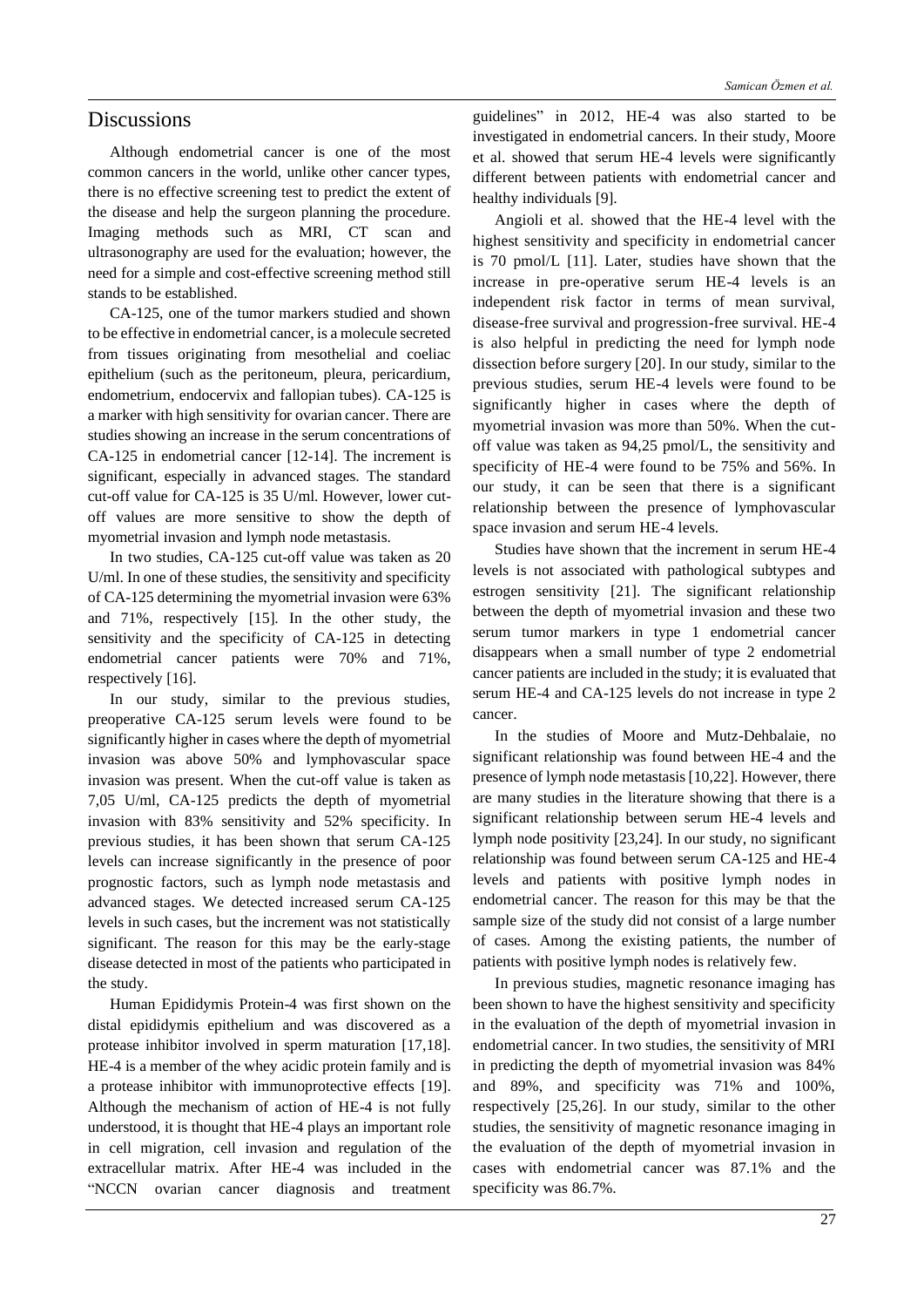## Discussions

Although endometrial cancer is one of the most common cancers in the world, unlike other cancer types, there is no effective screening test to predict the extent of the disease and help the surgeon planning the procedure. Imaging methods such as MRI, CT scan and ultrasonography are used for the evaluation; however, the need for a simple and cost-effective screening method still stands to be established.

CA-125, one of the tumor markers studied and shown to be effective in endometrial cancer, is a molecule secreted from tissues originating from mesothelial and coeliac epithelium (such as the peritoneum, pleura, pericardium, endometrium, endocervix and fallopian tubes). CA-125 is a marker with high sensitivity for ovarian cancer. There are studies showing an increase in the serum concentrations of CA-125 in endometrial cancer [12-14]. The increment is significant, especially in advanced stages. The standard cut-off value for CA-125 is 35 U/ml. However, lower cut-off values are more sensitive to show the depth of myometrial invasion and lymph node metastasis.

In two studies, CA-125 cut-off value was taken as 20 U/ml. In one of these studies, the sensitivity and specificity of CA-125 determining the myometrial invasion were 63% and 71%, respectively [15]. In the other study, the sensitivity and the specificity of CA-125 in detecting endometrial cancer patients were 70% and 71%, respectively [16].

In our study, similar to the previous studies, preoperative CA-125 serum levels were found to be significantly higher in cases where the depth of myometrial invasion was above 50% and lymphovascular space invasion was present. When the cut-off value is taken as 7,05 U/ml, CA-125 predicts the depth of myometrial invasion with 83% sensitivity and 52% specificity. In previous studies, it has been shown that serum CA-125 levels can increase significantly in the presence of poor prognostic factors, such as lymph node metastasis and advanced stages. We detected increased serum CA-125 levels in such cases, but the increment was not statistically significant. The reason for this may be the early-stage disease detected in most of the patients who participated in the study.

Human Epididymis Protein-4 was first shown on the distal epididymis epithelium and was discovered as a protease inhibitor involved in sperm maturation [17,18]. HE-4 is a member of the whey acidic protein family and is a protease inhibitor with immunoprotective effects [19]. Although the mechanism of action of HE-4 is not fully understood, it is thought that HE-4 plays an important role in cell migration, cell invasion and regulation of the extracellular matrix. After HE-4 was included in the "NCCN ovarian cancer diagnosis and treatment guidelines" in 2012, HE-4 was also started to be investigated in endometrial cancers. In their study, Moore et al. showed that serum HE-4 levels were significantly different between patients with endometrial cancer and healthy individuals [9].

Angioli et al. showed that the HE-4 level with the highest sensitivity and specificity in endometrial cancer is 70 pmol/L [11]. Later, studies have shown that the increase in pre-operative serum HE-4 levels is an independent risk factor in terms of mean survival, disease-free survival and progression-free survival. HE-4 is also helpful in predicting the need for lymph node dissection before surgery [20]. In our study, similar to the previous studies, serum HE-4 levels were found to be significantly higher in cases where the depth of myometrial invasion was more than 50%. When the cut-off value was taken as 94,25 pmol/L, the sensitivity and specificity of HE-4 were found to be 75% and 56%. In our study, it can be seen that there is a significant relationship between the presence of lymphovascular space invasion and serum HE-4 levels.

Studies have shown that the increment in serum HE-4 levels is not associated with pathological subtypes and estrogen sensitivity [21]. The significant relationship between the depth of myometrial invasion and these two serum tumor markers in type 1 endometrial cancer disappears when a small number of type 2 endometrial cancer patients are included in the study; it is evaluated that serum HE-4 and CA-125 levels do not increase in type 2 cancer.

In the studies of Moore and Mutz-Dehbalaie, no significant relationship was found between HE-4 and the presence of lymph node metastasis [10,22]. However, there are many studies in the literature showing that there is a significant relationship between serum HE-4 levels and lymph node positivity [23,24]. In our study, no significant relationship was found between serum CA-125 and HE-4 levels and patients with positive lymph nodes in endometrial cancer. The reason for this may be that the sample size of the study did not consist of a large number of cases. Among the existing patients, the number of patients with positive lymph nodes is relatively few.

In previous studies, magnetic resonance imaging has been shown to have the highest sensitivity and specificity in the evaluation of the depth of myometrial invasion in endometrial cancer. In two studies, the sensitivity of MRI in predicting the depth of myometrial invasion was 84% and 89%, and specificity was 71% and 100%, respectively [25,26]. In our study, similar to the other studies, the sensitivity of magnetic resonance imaging in the evaluation of the depth of myometrial invasion in cases with endometrial cancer was 87.1% and the specificity was 86.7%.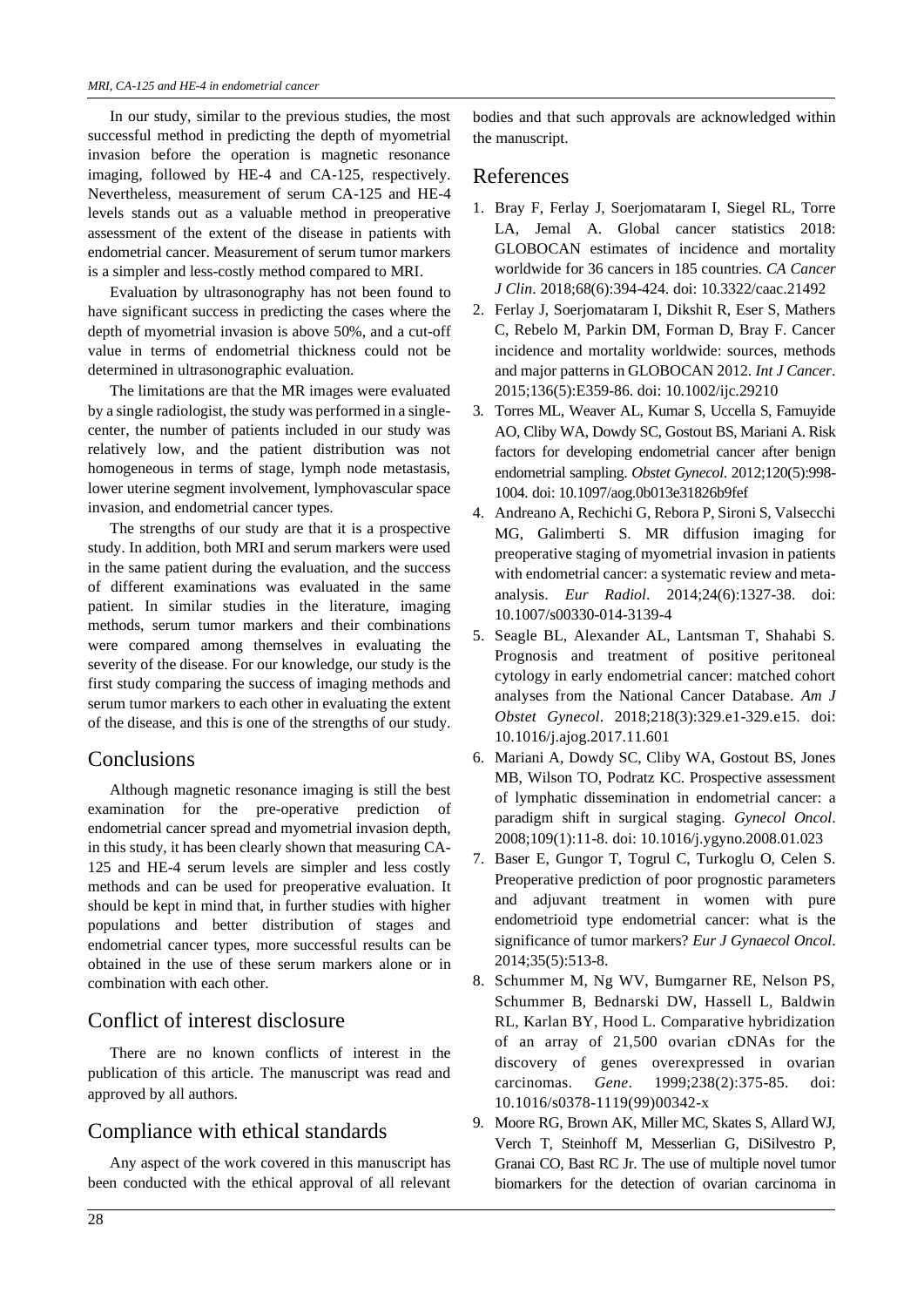In our study, similar to the previous studies, the most successful method in predicting the depth of myometrial invasion before the operation is magnetic resonance imaging, followed by HE-4 and CA-125, respectively. Nevertheless, measurement of serum CA-125 and HE-4 levels stands out as a valuable method in preoperative assessment of the extent of the disease in patients with endometrial cancer. Measurement of serum tumor markers is a simpler and less-costly method compared to MRI.

Evaluation by ultrasonography has not been found to have significant success in predicting the cases where the depth of myometrial invasion is above 50%, and a cut-off value in terms of endometrial thickness could not be determined in ultrasonographic evaluation.

The limitations are that the MR images were evaluated by a single radiologist, the study was performed in a single-center, the number of patients included in our study was relatively low, and the patient distribution was not homogeneous in terms of stage, lymph node metastasis, lower uterine segment involvement, lymphovascular space invasion, and endometrial cancer types.

The strengths of our study are that it is a prospective study. In addition, both MRI and serum markers were used in the same patient during the evaluation, and the success of different examinations was evaluated in the same patient. In similar studies in the literature, imaging methods, serum tumor markers and their combinations were compared among themselves in evaluating the severity of the disease. For our knowledge, our study is the first study comparing the success of imaging methods and serum tumor markers to each other in evaluating the extent of the disease, and this is one of the strengths of our study.

## Conclusions

Although magnetic resonance imaging is still the best examination for the pre-operative prediction of endometrial cancer spread and myometrial invasion depth, in this study, it has been clearly shown that measuring CA-125 and HE-4 serum levels are simpler and less costly methods and can be used for preoperative evaluation. It should be kept in mind that, in further studies with higher populations and better distribution of stages and endometrial cancer types, more successful results can be obtained in the use of these serum markers alone or in combination with each other.

## Conflict of interest disclosure

There are no known conflicts of interest in the publication of this article. The manuscript was read and approved by all authors.

## Compliance with ethical standards

Any aspect of the work covered in this manuscript has been conducted with the ethical approval of all relevant bodies and that such approvals are acknowledged within the manuscript.

## References

1. Bray F, Ferlay J, Soerjomataram I, Siegel RL, Torre LA, Jemal A. Global cancer statistics 2018: GLOBOCAN estimates of incidence and mortality worldwide for 36 cancers in 185 countries. *CA Cancer J Clin*. 2018;68(6):394-424. doi: 10.3322/caac.21492
2. Ferlay J, Soerjomataram I, Dikshit R, Eser S, Mathers C, Rebelo M, Parkin DM, Forman D, Bray F. Cancer incidence and mortality worldwide: sources, methods and major patterns in GLOBOCAN 2012. *Int J Cancer*. 2015;136(5):E359-86. doi: 10.1002/ijc.29210
3. Torres ML, Weaver AL, Kumar S, Uccella S, Famuyide AO, Cliby WA, Dowdy SC, Gostout BS, Mariani A. Risk factors for developing endometrial cancer after benign endometrial sampling. *Obstet Gynecol*. 2012;120(5):998-1004. doi: 10.1097/aog.0b013e31826b9fef
4. Andreano A, Rechichi G, Rebora P, Sironi S, Valsecchi MG, Galimberti S. MR diffusion imaging for preoperative staging of myometrial invasion in patients with endometrial cancer: a systematic review and meta-analysis. *Eur Radiol*. 2014;24(6):1327-38. doi: 10.1007/s00330-014-3139-4
5. Seagle BL, Alexander AL, Lantsman T, Shahabi S. Prognosis and treatment of positive peritoneal cytology in early endometrial cancer: matched cohort analyses from the National Cancer Database. *Am J Obstet Gynecol*. 2018;218(3):329.e1-329.e15. doi: 10.1016/j.ajog.2017.11.601
6. Mariani A, Dowdy SC, Cliby WA, Gostout BS, Jones MB, Wilson TO, Podratz KC. Prospective assessment of lymphatic dissemination in endometrial cancer: a paradigm shift in surgical staging. *Gynecol Oncol*. 2008;109(1):11-8. doi: 10.1016/j.ygyno.2008.01.023
7. Baser E, Gungor T, Togrul C, Turkoglu O, Celen S. Preoperative prediction of poor prognostic parameters and adjuvant treatment in women with pure endometrioid type endometrial cancer: what is the significance of tumor markers? *Eur J Gynaecol Oncol*. 2014;35(5):513-8.
8. Schummer M, Ng WV, Bumgarner RE, Nelson PS, Schummer B, Bednarski DW, Hassell L, Baldwin RL, Karlan BY, Hood L. Comparative hybridization of an array of 21,500 ovarian cDNAs for the discovery of genes overexpressed in ovarian carcinomas. *Gene*. 1999;238(2):375-85. doi: 10.1016/s0378-1119(99)00342-x
9. Moore RG, Brown AK, Miller MC, Skates S, Allard WJ, Verch T, Steinhoff M, Messerlian G, DiSilvestro P, Granai CO, Bast RC Jr. The use of multiple novel tumor biomarkers for the detection of ovarian carcinoma in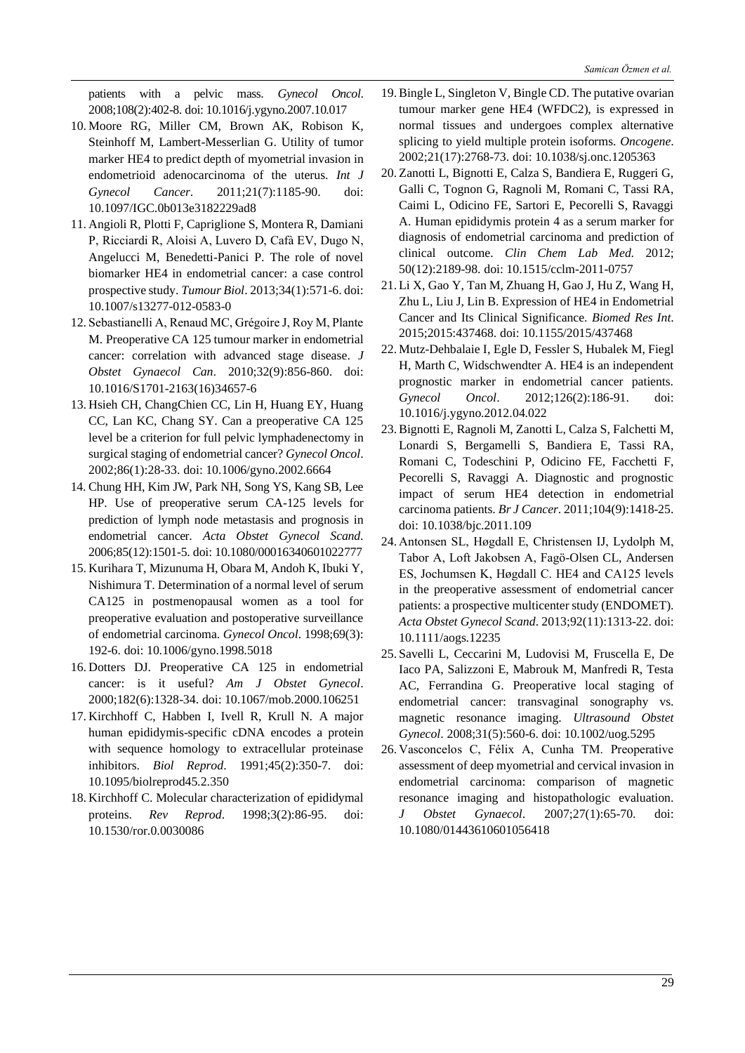patients with a pelvic mass. *Gynecol Oncol*. 2008;108(2):402-8. doi: 10.1016/j.ygyno.2007.10.017

10. Moore RG, Miller CM, Brown AK, Robison K, Steinhoff M, Lambert-Messerlian G. Utility of tumor marker HE4 to predict depth of myometrial invasion in endometrioid adenocarcinoma of the uterus. *Int J Gynecol Cancer*. 2011;21(7):1185-90. doi: 10.1097/IGC.0b013e3182229ad8
11. Angioli R, Plotti F, Capriglione S, Montera R, Damiani P, Ricciardi R, Aloisi A, Luvero D, Cafà EV, Dugo N, Angelucci M, Benedetti-Panici P. The role of novel biomarker HE4 in endometrial cancer: a case control prospective study. *Tumour Biol*. 2013;34(1):571-6. doi: 10.1007/s13277-012-0583-0
12. Sebastianelli A, Renaud MC, Grégoire J, Roy M, Plante M. Preoperative CA 125 tumour marker in endometrial cancer: correlation with advanced stage disease. *J Obstet Gynaecol Can*. 2010;32(9):856-860. doi: 10.1016/S1701-2163(16)34657-6
13. Hsieh CH, ChangChien CC, Lin H, Huang EY, Huang CC, Lan KC, Chang SY. Can a preoperative CA 125 level be a criterion for full pelvic lymphadenectomy in surgical staging of endometrial cancer? *Gynecol Oncol*. 2002;86(1):28-33. doi: 10.1006/gyno.2002.6664
14. Chung HH, Kim JW, Park NH, Song YS, Kang SB, Lee HP. Use of preoperative serum CA-125 levels for prediction of lymph node metastasis and prognosis in endometrial cancer. *Acta Obstet Gynecol Scand*. 2006;85(12):1501-5. doi: 10.1080/00016340601022777
15. Kurihara T, Mizunuma H, Obara M, Andoh K, Ibuki Y, Nishimura T. Determination of a normal level of serum CA125 in postmenopausal women as a tool for preoperative evaluation and postoperative surveillance of endometrial carcinoma. *Gynecol Oncol*. 1998;69(3): 192-6. doi: 10.1006/gyno.1998.5018
16. Dotters DJ. Preoperative CA 125 in endometrial cancer: is it useful? *Am J Obstet Gynecol*. 2000;182(6):1328-34. doi: 10.1067/mob.2000.106251
17. Kirchhoff C, Habben I, Ivell R, Krull N. A major human epididymis-specific cDNA encodes a protein with sequence homology to extracellular proteinase inhibitors. *Biol Reprod*. 1991;45(2):350-7. doi: 10.1095/biolreprod45.2.350
18. Kirchhoff C. Molecular characterization of epididymal proteins. *Rev Reprod*. 1998;3(2):86-95. doi: 10.1530/ror.0.0030086
19. Bingle L, Singleton V, Bingle CD. The putative ovarian tumour marker gene HE4 (WFDC2), is expressed in normal tissues and undergoes complex alternative splicing to yield multiple protein isoforms. *Oncogene*. 2002;21(17):2768-73. doi: 10.1038/sj.onc.1205363
20. Zanotti L, Bignotti E, Calza S, Bandiera E, Ruggeri G, Galli C, Tognon G, Ragnoli M, Romani C, Tassi RA, Caimi L, Odicino FE, Sartori E, Pecorelli S, Ravaggi A. Human epididymis protein 4 as a serum marker for diagnosis of endometrial carcinoma and prediction of clinical outcome. *Clin Chem Lab Med*. 2012; 50(12):2189-98. doi: 10.1515/cclm-2011-0757
21. Li X, Gao Y, Tan M, Zhuang H, Gao J, Hu Z, Wang H, Zhu L, Liu J, Lin B. Expression of HE4 in Endometrial Cancer and Its Clinical Significance. *Biomed Res Int*. 2015;2015:437468. doi: 10.1155/2015/437468
22. Mutz-Dehbalaie I, Egle D, Fessler S, Hubalek M, Fiegl H, Marth C, Widschwendter A. HE4 is an independent prognostic marker in endometrial cancer patients. *Gynecol Oncol*. 2012;126(2):186-91. doi: 10.1016/j.ygyno.2012.04.022
23. Bignotti E, Ragnoli M, Zanotti L, Calza S, Falchetti M, Lonardi S, Bergamelli S, Bandiera E, Tassi RA, Romani C, Todeschini P, Odicino FE, Facchetti F, Pecorelli S, Ravaggi A. Diagnostic and prognostic impact of serum HE4 detection in endometrial carcinoma patients. *Br J Cancer*. 2011;104(9):1418-25. doi: 10.1038/bjc.2011.109
24. Antonsen SL, Høgdall E, Christensen IJ, Lydolph M, Tabor A, Loft Jakobsen A, Fagö-Olsen CL, Andersen ES, Jochumsen K, Høgdall C. HE4 and CA125 levels in the preoperative assessment of endometrial cancer patients: a prospective multicenter study (ENDOMET). *Acta Obstet Gynecol Scand*. 2013;92(11):1313-22. doi: 10.1111/aogs.12235
25. Savelli L, Ceccarini M, Ludovisi M, Fruscella E, De Iaco PA, Salizzoni E, Mabrouk M, Manfredi R, Testa AC, Ferrandina G. Preoperative local staging of endometrial cancer: transvaginal sonography vs. magnetic resonance imaging. *Ultrasound Obstet Gynecol*. 2008;31(5):560-6. doi: 10.1002/uog.5295
26. Vasconcelos C, Félix A, Cunha TM. Preoperative assessment of deep myometrial and cervical invasion in endometrial carcinoma: comparison of magnetic resonance imaging and histopathologic evaluation. *J Obstet Gynaecol*. 2007;27(1):65-70. doi: 10.1080/01443610601056418